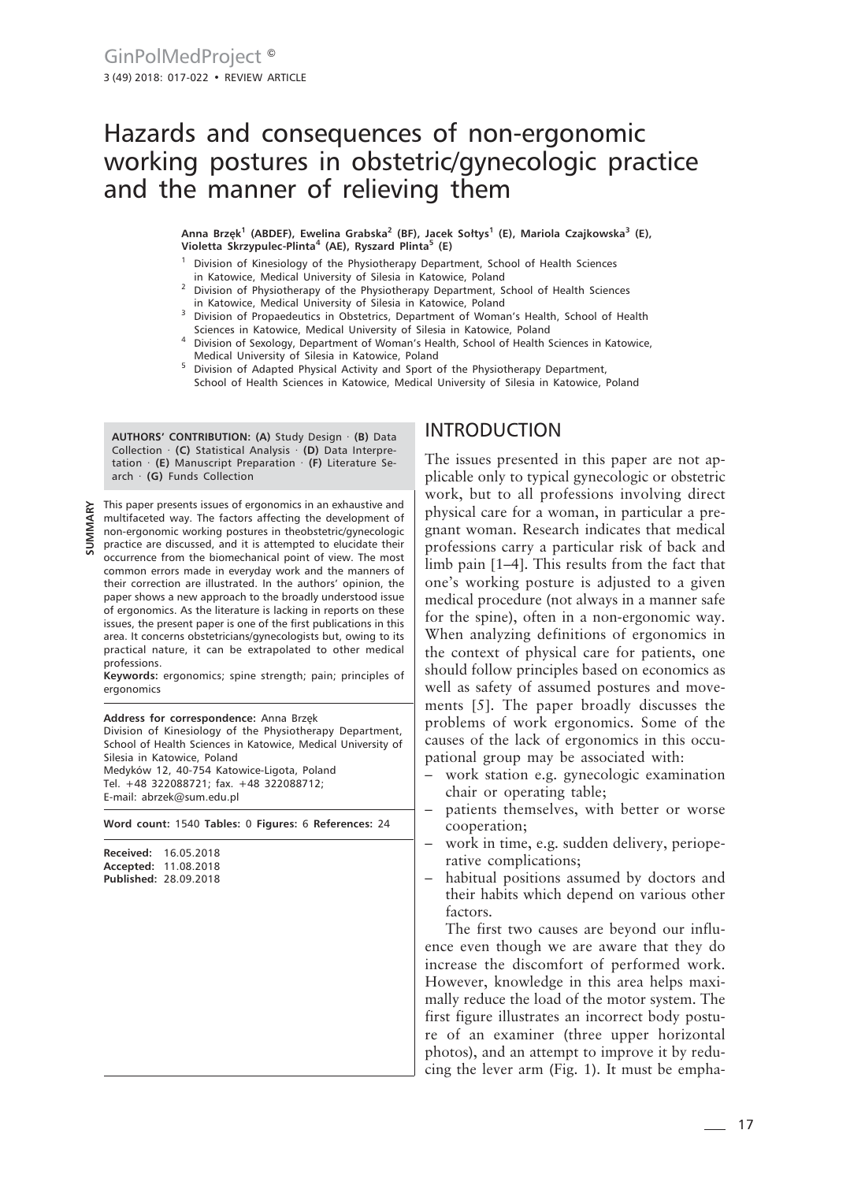# Hazards and consequences of non-ergonomic working postures in obstetric/gynecologic practice and the manner of relieving them

**Anna Brzęk[1] (ABDEF), Ewelina Grabska[2] (BF), Jacek Sołtys[1] (E), Mariola Czajkowska[3] (E), Violetta Skrzypulec-Plinta[4] (AE), Ryszard Plinta[5] (E)**

[1] Division of Kinesiology of the Physiotherapy Department, School of Health Sciences in Katowice, Medical University of Silesia in Katowice, Poland
[2] Division of Physiotherapy of the Physiotherapy Department, School of Health Sciences in Katowice, Medical University of Silesia in Katowice, Poland
[3] Division of Propaedeutics in Obstetrics, Department of Woman's Health, School of Health Sciences in Katowice, Medical University of Silesia in Katowice, Poland
[4] Division of Sexology, Department of Woman's Health, School of Health Sciences in Katowice, Medical University of Silesia in Katowice, Poland
[5] Division of Adapted Physical Activity and Sport of the Physiotherapy Department, School of Health Sciences in Katowice, Medical University of Silesia in Katowice, Poland

**AUTHORS' CONTRIBUTION:** **(A)** Study Design · **(B)** Data Collection · **(C)** Statistical Analysis · **(D)** Data Interpretation · **(E)** Manuscript Preparation · **(F)** Literature Search · **(G)** Funds Collection

**SUMMARY**

This paper presents issues of ergonomics in an exhaustive and multifaceted way. The factors affecting the development of non-ergonomic working postures in theobstetric/gynecologic practice are discussed, and it is attempted to elucidate their occurrence from the biomechanical point of view. The most common errors made in everyday work and the manners of their correction are illustrated. In the authors' opinion, the paper shows a new approach to the broadly understood issue of ergonomics. As the literature is lacking in reports on these issues, the present paper is one of the first publications in this area. It concerns obstetricians/gynecologists but, owing to its practical nature, it can be extrapolated to other medical professions.

**Keywords:** ergonomics; spine strength; pain; principles of ergonomics

**Address for correspondence:** Anna Brzęk
Division of Kinesiology of the Physiotherapy Department, School of Health Sciences in Katowice, Medical University of Silesia in Katowice, Poland
Medyków 12, 40-754 Katowice-Ligota, Poland
Tel. +48 322088721; fax. +48 322088712;
E-mail: abrzek@sum.edu.pl

**Word count:** 1540 **Tables:** 0 **Figures:** 6 **References:** 24

**Received:** 16.05.2018
**Accepted:** 11.08.2018
**Published:** 28.09.2018

## INTRODUCTION

The issues presented in this paper are not applicable only to typical gynecologic or obstetric work, but to all professions involving direct physical care for a woman, in particular a pregnant woman. Research indicates that medical professions carry a particular risk of back and limb pain [1–4]. This results from the fact that one's working posture is adjusted to a given medical procedure (not always in a manner safe for the spine), often in a non-ergonomic way. When analyzing definitions of ergonomics in the context of physical care for patients, one should follow principles based on economics as well as safety of assumed postures and movements [5]. The paper broadly discusses the problems of work ergonomics. Some of the causes of the lack of ergonomics in this occupational group may be associated with:

- work station e.g. gynecologic examination chair or operating table;
- patients themselves, with better or worse cooperation;
- work in time, e.g. sudden delivery, perioperative complications;
- habitual positions assumed by doctors and their habits which depend on various other factors.

The first two causes are beyond our influence even though we are aware that they do increase the discomfort of performed work. However, knowledge in this area helps maximally reduce the load of the motor system. The first figure illustrates an incorrect body posture of an examiner (three upper horizontal photos), and an attempt to improve it by reducing the lever arm (Fig. 1). It must be empha-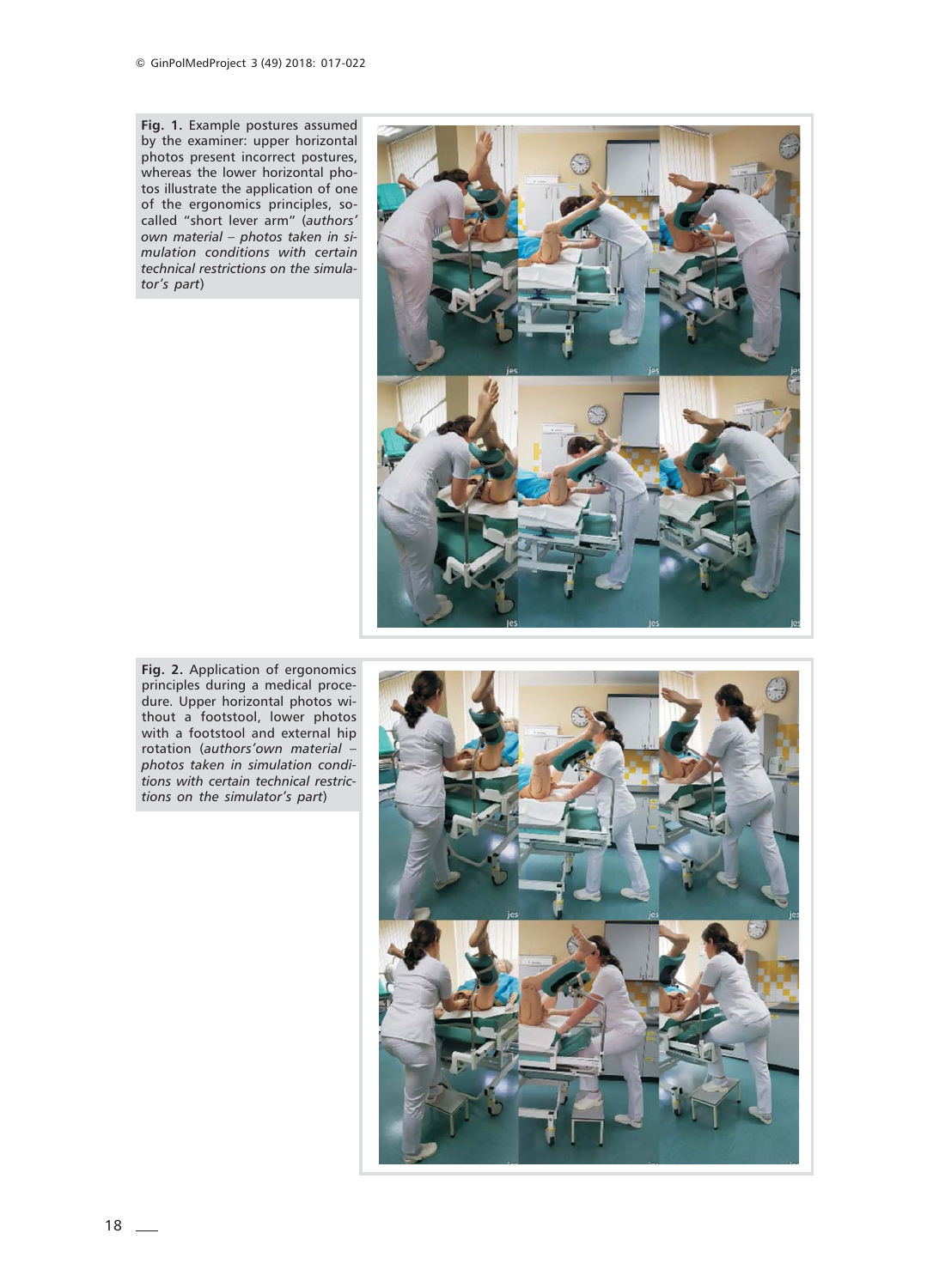**Fig. 1.** Example postures assumed by the examiner: upper horizontal photos present incorrect postures, whereas the lower horizontal photos illustrate the application of one of the ergonomics principles, so-called "short lever arm" (*authors' own material – photos taken in simulation conditions with certain technical restrictions on the simulator's part*)

**Fig. 2.** Application of ergonomics principles during a medical procedure. Upper horizontal photos without a footstool, lower photos with a footstool and external hip rotation (*authors'own material – photos taken in simulation conditions with certain technical restrictions on the simulator's part*)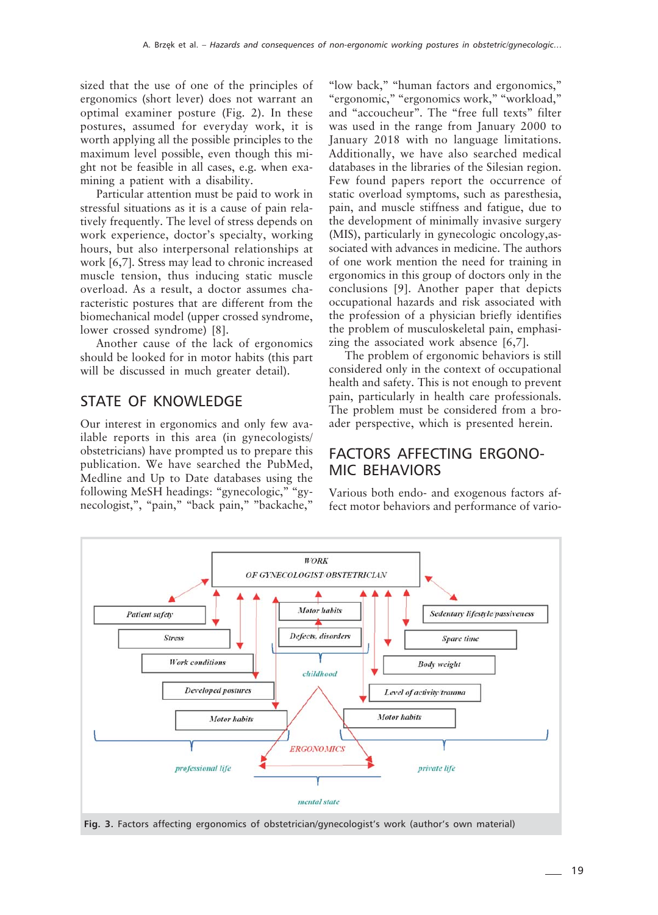sized that the use of one of the principles of ergonomics (short lever) does not warrant an optimal examiner posture (Fig. 2). In these postures, assumed for everyday work, it is worth applying all the possible principles to the maximum level possible, even though this might not be feasible in all cases, e.g. when examining a patient with a disability.

Particular attention must be paid to work in stressful situations as it is a cause of pain relatively frequently. The level of stress depends on work experience, doctor's specialty, working hours, but also interpersonal relationships at work [6,7]. Stress may lead to chronic increased muscle tension, thus inducing static muscle overload. As a result, a doctor assumes characteristic postures that are different from the biomechanical model (upper crossed syndrome, lower crossed syndrome) [8].

Another cause of the lack of ergonomics should be looked for in motor habits (this part will be discussed in much greater detail).

## STATE OF KNOWLEDGE

Our interest in ergonomics and only few available reports in this area (in gynecologists/obstetricians) have prompted us to prepare this publication. We have searched the PubMed, Medline and Up to Date databases using the following MeSH headings: "gynecologic," "gynecologist,", "pain," "back pain," "backache," "low back," "human factors and ergonomics," "ergonomic," "ergonomics work," "workload," and "accoucheur". The "free full texts" filter was used in the range from January 2000 to January 2018 with no language limitations. Additionally, we have also searched medical databases in the libraries of the Silesian region. Few found papers report the occurrence of static overload symptoms, such as paresthesia, pain, and muscle stiffness and fatigue, due to the development of minimally invasive surgery (MIS), particularly in gynecologic oncology,associated with advances in medicine. The authors of one work mention the need for training in ergonomics in this group of doctors only in the conclusions [9]. Another paper that depicts occupational hazards and risk associated with the profession of a physician briefly identifies the problem of musculoskeletal pain, emphasizing the associated work absence [6,7].

The problem of ergonomic behaviors is still considered only in the context of occupational health and safety. This is not enough to prevent pain, particularly in health care professionals. The problem must be considered from a broader perspective, which is presented herein.

## FACTORS AFFECTING ERGONOMIC BEHAVIORS

Various both endo- and exogenous factors affect motor behaviors and performance of vario-

**Fig. 3.** Factors affecting ergonomics of obstetrician/gynecologist's work (author's own material)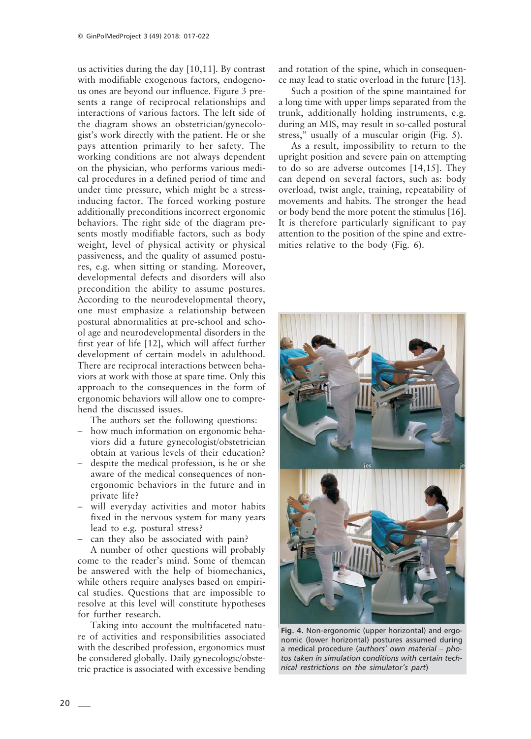us activities during the day [10,11]. By contrast with modifiable exogenous factors, endogenous ones are beyond our influence. Figure 3 presents a range of reciprocal relationships and interactions of various factors. The left side of the diagram shows an obstetrician/gynecologist's work directly with the patient. He or she pays attention primarily to her safety. The working conditions are not always dependent on the physician, who performs various medical procedures in a defined period of time and under time pressure, which might be a stress-inducing factor. The forced working posture additionally preconditions incorrect ergonomic behaviors. The right side of the diagram presents mostly modifiable factors, such as body weight, level of physical activity or physical passiveness, and the quality of assumed postures, e.g. when sitting or standing. Moreover, developmental defects and disorders will also precondition the ability to assume postures. According to the neurodevelopmental theory, one must emphasize a relationship between postural abnormalities at pre-school and school age and neurodevelopmental disorders in the first year of life [12], which will affect further development of certain models in adulthood. There are reciprocal interactions between behaviors at work with those at spare time. Only this approach to the consequences in the form of ergonomic behaviors will allow one to comprehend the discussed issues.

The authors set the following questions:

- how much information on ergonomic behaviors did a future gynecologist/obstetrician obtain at various levels of their education?
- despite the medical profession, is he or she aware of the medical consequences of non-ergonomic behaviors in the future and in private life?
- will everyday activities and motor habits fixed in the nervous system for many years lead to e.g. postural stress?
- can they also be associated with pain?

A number of other questions will probably come to the reader's mind. Some of themcan be answered with the help of biomechanics, while others require analyses based on empirical studies. Questions that are impossible to resolve at this level will constitute hypotheses for further research.

Taking into account the multifaceted nature of activities and responsibilities associated with the described profession, ergonomics must be considered globally. Daily gynecologic/obstetric practice is associated with excessive bending and rotation of the spine, which in consequence may lead to static overload in the future [13].

Such a position of the spine maintained for a long time with upper limps separated from the trunk, additionally holding instruments, e.g. during an MIS, may result in so-called postural stress," usually of a muscular origin (Fig. 5).

As a result, impossibility to return to the upright position and severe pain on attempting to do so are adverse outcomes [14,15]. They can depend on several factors, such as: body overload, twist angle, training, repeatability of movements and habits. The stronger the head or body bend the more potent the stimulus [16]. It is therefore particularly significant to pay attention to the position of the spine and extremities relative to the body (Fig. 6).

**Fig. 4.** Non-ergonomic (upper horizontal) and ergonomic (lower horizontal) postures assumed during a medical procedure (*authors' own material – photos taken in simulation conditions with certain technical restrictions on the simulator's part*)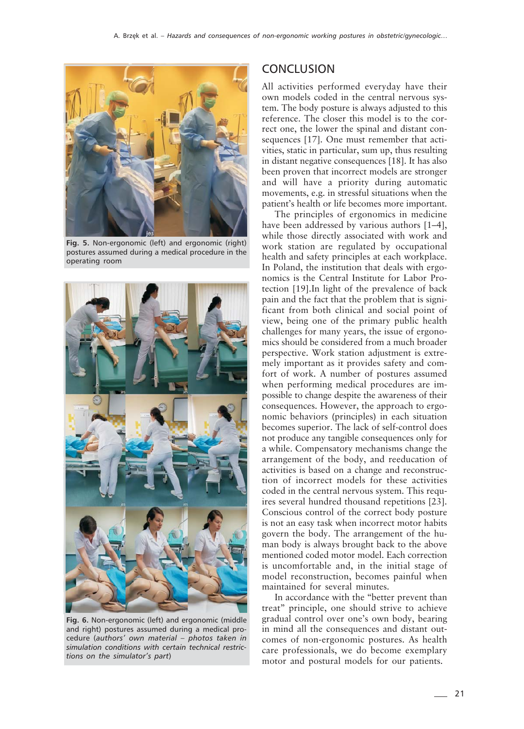Fig. 5. Non-ergonomic (left) and ergonomic (right) postures assumed during a medical procedure in the operating room

Fig. 6. Non-ergonomic (left) and ergonomic (middle and right) postures assumed during a medical procedure (*authors' own material – photos taken in simulation conditions with certain technical restrictions on the simulator's part*)

## CONCLUSION

All activities performed everyday have their own models coded in the central nervous system. The body posture is always adjusted to this reference. The closer this model is to the correct one, the lower the spinal and distant consequences [17]. One must remember that activities, static in particular, sum up, thus resulting in distant negative consequences [18]. It has also been proven that incorrect models are stronger and will have a priority during automatic movements, e.g. in stressful situations when the patient's health or life becomes more important.

The principles of ergonomics in medicine have been addressed by various authors [1–4], while those directly associated with work and work station are regulated by occupational health and safety principles at each workplace. In Poland, the institution that deals with ergonomics is the Central Institute for Labor Protection [19].In light of the prevalence of back pain and the fact that the problem that is significant from both clinical and social point of view, being one of the primary public health challenges for many years, the issue of ergonomics should be considered from a much broader perspective. Work station adjustment is extremely important as it provides safety and comfort of work. A number of postures assumed when performing medical procedures are impossible to change despite the awareness of their consequences. However, the approach to ergonomic behaviors (principles) in each situation becomes superior. The lack of self-control does not produce any tangible consequences only for a while. Compensatory mechanisms change the arrangement of the body, and reeducation of activities is based on a change and reconstruction of incorrect models for these activities coded in the central nervous system. This requires several hundred thousand repetitions [23]. Conscious control of the correct body posture is not an easy task when incorrect motor habits govern the body. The arrangement of the human body is always brought back to the above mentioned coded motor model. Each correction is uncomfortable and, in the initial stage of model reconstruction, becomes painful when maintained for several minutes.

In accordance with the "better prevent than treat" principle, one should strive to achieve gradual control over one's own body, bearing in mind all the consequences and distant outcomes of non-ergonomic postures. As health care professionals, we do become exemplary motor and postural models for our patients.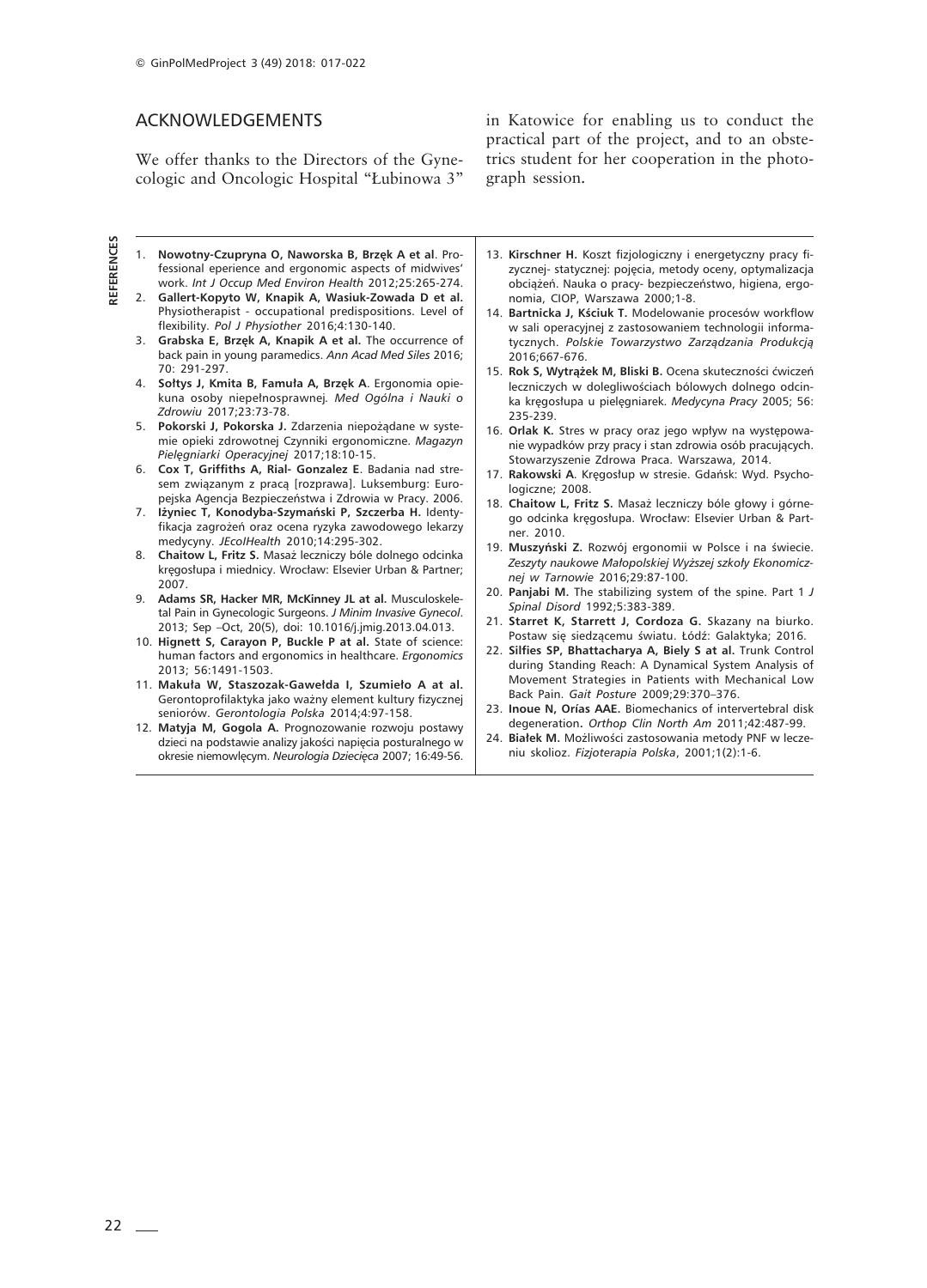## ACKNOWLEDGEMENTS

We offer thanks to the Directors of the Gynecologic and Oncologic Hospital "Łubinowa 3" in Katowice for enabling us to conduct the practical part of the project, and to an obstetrics student for her cooperation in the photograph session.

## REFERENCES

1. **Nowotny-Czupryna O, Naworska B, Brzęk A et al**. Professional eperience and ergonomic aspects of midwives' work. *Int J Occup Med Environ Health* 2012;25:265-274.
2. **Gallert-Kopyto W, Knapik A, Wasiuk-Zowada D et al.** Physiotherapist - occupational predispositions. Level of flexibility. *Pol J Physiother* 2016;4:130-140.
3. **Grabska E, Brzęk A, Knapik A et al.** The occurrence of back pain in young paramedics. *Ann Acad Med Siles* 2016; 70: 291-297.
4. **Sołtys J, Kmita B, Famuła A, Brzęk A**. Ergonomia opiekuna osoby niepełnosprawnej. *Med Ogólna i Nauki o Zdrowiu* 2017;23:73-78.
5. **Pokorski J, Pokorska J.** Zdarzenia niepożądane w systemie opieki zdrowotnej Czynniki ergonomiczne. *Magazyn Pielęgniarki Operacyjnej* 2017;18:10-15.
6. **Cox T, Griffiths A, Rial- Gonzalez E**. Badania nad stresem związanym z pracą [rozprawa]. Luksemburg: Europejska Agencja Bezpieczeństwa i Zdrowia w Pracy. 2006.
7. **Iżyniec T, Konodyba-Szymański P, Szczerba H.** Identyfikacja zagrożeń oraz ocena ryzyka zawodowego lekarzy medycyny. *JEcolHealth* 2010;14:295-302.
8. **Chaitow L, Fritz S.** Masaż leczniczy bóle dolnego odcinka kręgosłupa i miednicy. Wrocław: Elsevier Urban & Partner; 2007.
9. **Adams SR, Hacker MR, McKinney JL at al.** Musculoskeletal Pain in Gynecologic Surgeons. *J Minim Invasive Gynecol*. 2013; Sep –Oct, 20(5), doi: 10.1016/j.jmig.2013.04.013.
10. **Hignett S, Carayon P, Buckle P at al.** State of science: human factors and ergonomics in healthcare. *Ergonomics* 2013; 56:1491-1503.
11. **Makuła W, Staszozak-Gawełda I, Szumieło A at al.** Gerontoprofilaktyka jako ważny element kultury fizycznej seniorów. *Gerontologia Polska* 2014;4:97-158.
12. **Matyja M, Gogola A.** Prognozowanie rozwoju postawy dzieci na podstawie analizy jakości napięcia posturalnego w okresie niemowlęcym. *Neurologia Dziecięca* 2007; 16:49-56.
13. **Kirschner H.** Koszt fizjologiczny i energetyczny pracy fizycznej- statycznej: pojęcia, metody oceny, optymalizacja obciążeń. Nauka o pracy- bezpieczeństwo, higiena, ergonomia, CIOP, Warszawa 2000;1-8.
14. **Bartnicka J, Kściuk T.** Modelowanie procesów workflow w sali operacyjnej z zastosowaniem technologii informatycznych. *Polskie Towarzystwo Zarządzania Produkcją* 2016;667-676.
15. **Rok S, Wytrążek M, Bliski B.** Ocena skuteczności ćwiczeń leczniczych w dolegliwościach bólowych dolnego odcinka kręgosłupa u pielęgniarek. *Medycyna Pracy* 2005; 56: 235-239.
16. **Orlak K.** Stres w pracy oraz jego wpływ na występowanie wypadków przy pracy i stan zdrowia osób pracujących. Stowarzyszenie Zdrowa Praca. Warszawa, 2014.
17. **Rakowski A**. Kręgosłup w stresie. Gdańsk: Wyd. Psychologiczne; 2008.
18. **Chaitow L, Fritz S.** Masaż leczniczy bóle głowy i górnego odcinka kręgosłupa. Wrocław: Elsevier Urban & Partner. 2010.
19. **Muszyński Z.** Rozwój ergonomii w Polsce i na świecie. *Zeszyty naukowe Małopolskiej Wyższej szkoły Ekonomicznej w Tarnowie* 2016;29:87-100.
20. **Panjabi M.** The stabilizing system of the spine. Part 1 *J Spinal Disord* 1992;5:383-389.
21. **Starret K, Starrett J, Cordoza G.** Skazany na biurko. Postaw się siedzącemu światu. Łódź: Galaktyka; 2016.
22. **Silfies SP, Bhattacharya A, Biely S at al.** Trunk Control during Standing Reach: A Dynamical System Analysis of Movement Strategies in Patients with Mechanical Low Back Pain. *Gait Posture* 2009;29:370–376.
23. **Inoue N, Orías AAE.** Biomechanics of intervertebral disk degeneration**.** *Orthop Clin North Am* 2011;42:487-99.
24. **Białek M.** Możliwości zastosowania metody PNF w leczeniu skolioz. *Fizjoterapia Polska*, 2001;1(2):1-6.